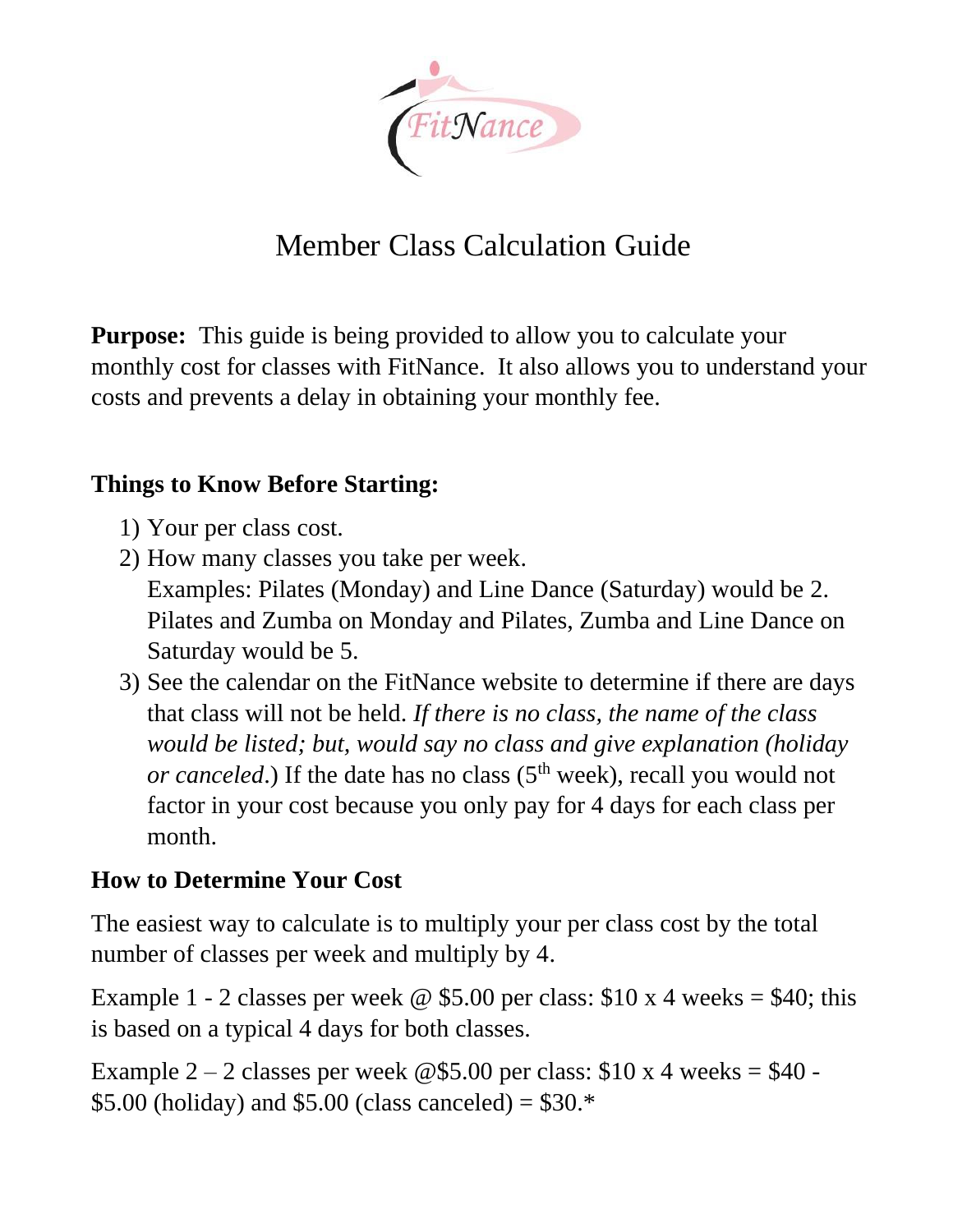# Member Class Calculation Guide

**Purpose:** This guide is being provided to allow you to calculate your monthly cost for classes with FitNance. It also allows you to understand your costs and prevents a delay in obtaining your monthly fee.

**Things to Know Before Starting:**

1) Your per class cost.
2) How many classes you take per week.
   Examples: Pilates (Monday) and Line Dance (Saturday) would be 2. Pilates and Zumba on Monday and Pilates, Zumba and Line Dance on Saturday would be 5.
3) See the calendar on the FitNance website to determine if there are days that class will not be held. *If there is no class, the name of the class would be listed; but, would say no class and give explanation (holiday or canceled*.) If the date has no class (5th week), recall you would not factor in your cost because you only pay for 4 days for each class per month.

**How to Determine Your Cost**

The easiest way to calculate is to multiply your per class cost by the total number of classes per week and multiply by 4.

Example 1 - 2 classes per week @ $5.00 per class: $10 x 4 weeks = $40; this is based on a typical 4 days for both classes.

Example 2 – 2 classes per week @$5.00 per class: $10 x 4 weeks = $40 - $5.00 (holiday) and $5.00 (class canceled) = $30.*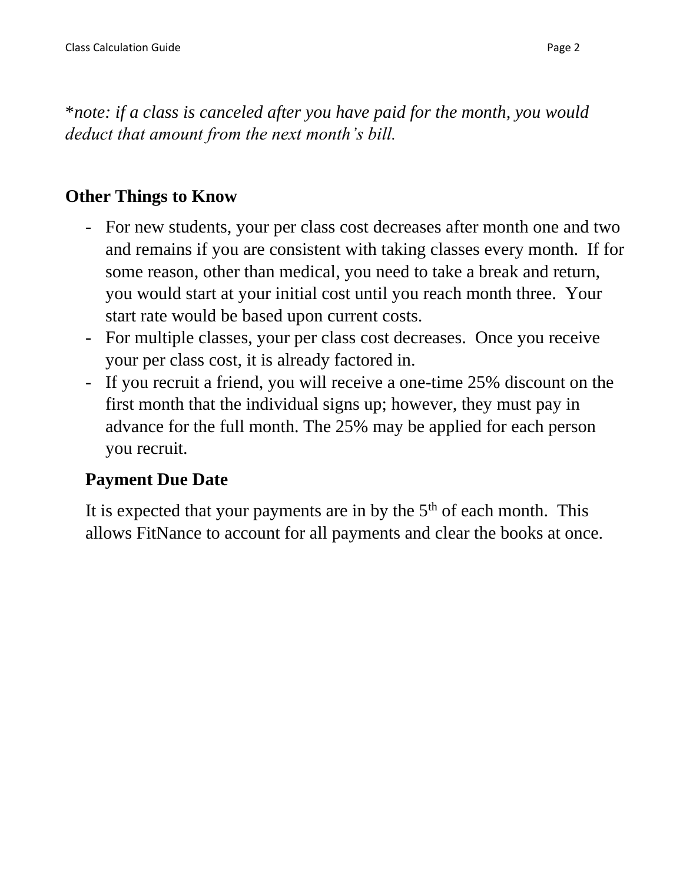\*note: if a class is canceled after you have paid for the month, you would deduct that amount from the next month's bill.*

## Other Things to Know

- For new students, your per class cost decreases after month one and two and remains if you are consistent with taking classes every month. If for some reason, other than medical, you need to take a break and return, you would start at your initial cost until you reach month three. Your start rate would be based upon current costs.
- For multiple classes, your per class cost decreases. Once you receive your per class cost, it is already factored in.
- If you recruit a friend, you will receive a one-time 25% discount on the first month that the individual signs up; however, they must pay in advance for the full month. The 25% may be applied for each person you recruit.

## Payment Due Date

It is expected that your payments are in by the 5th of each month. This allows FitNance to account for all payments and clear the books at once.